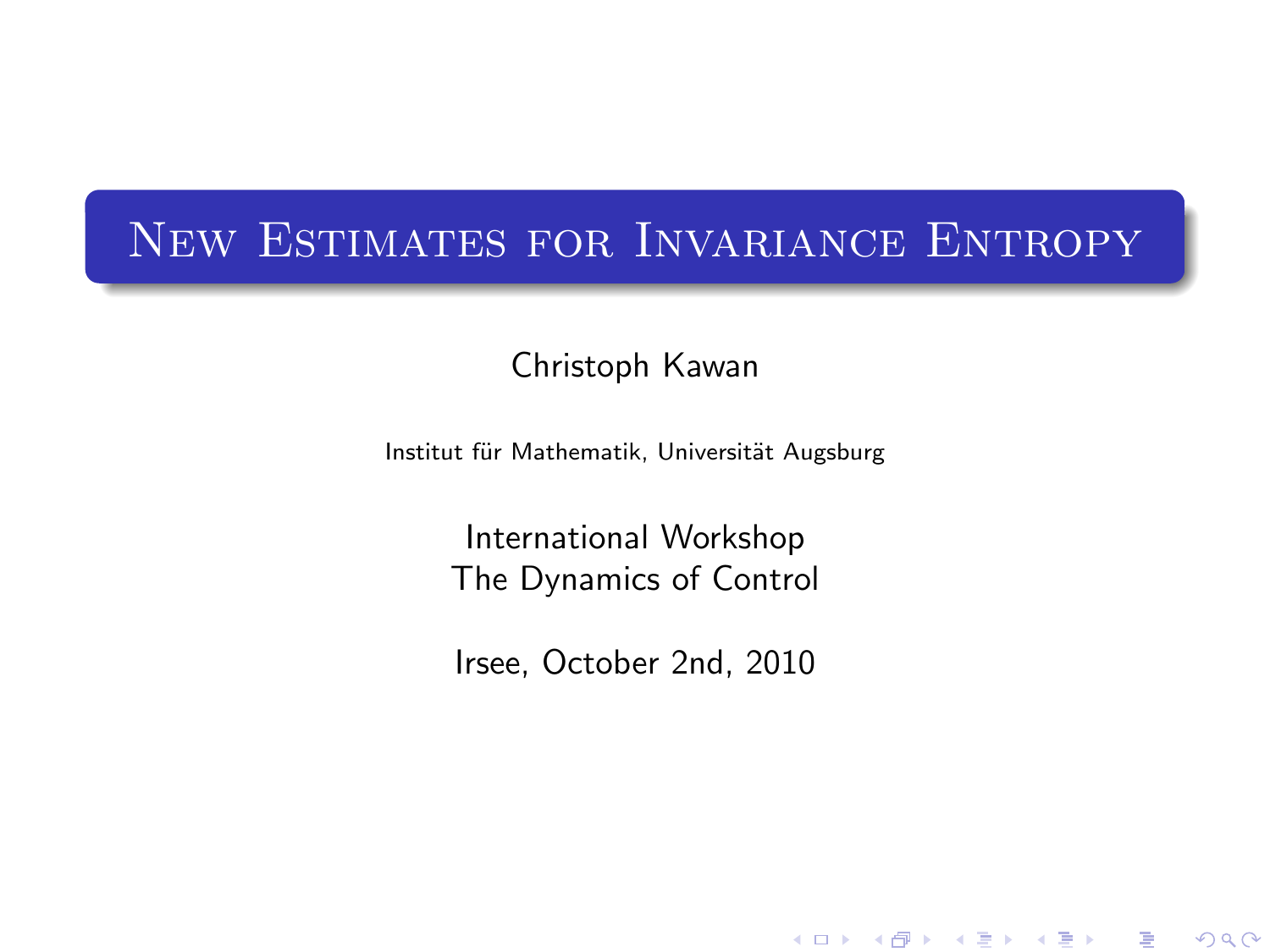# New Estimates for Invariance Entropy

Christoph Kawan

Institut für Mathematik, Universität Augsburg

International Workshop
The Dynamics of Control

Irsee, October 2nd, 2010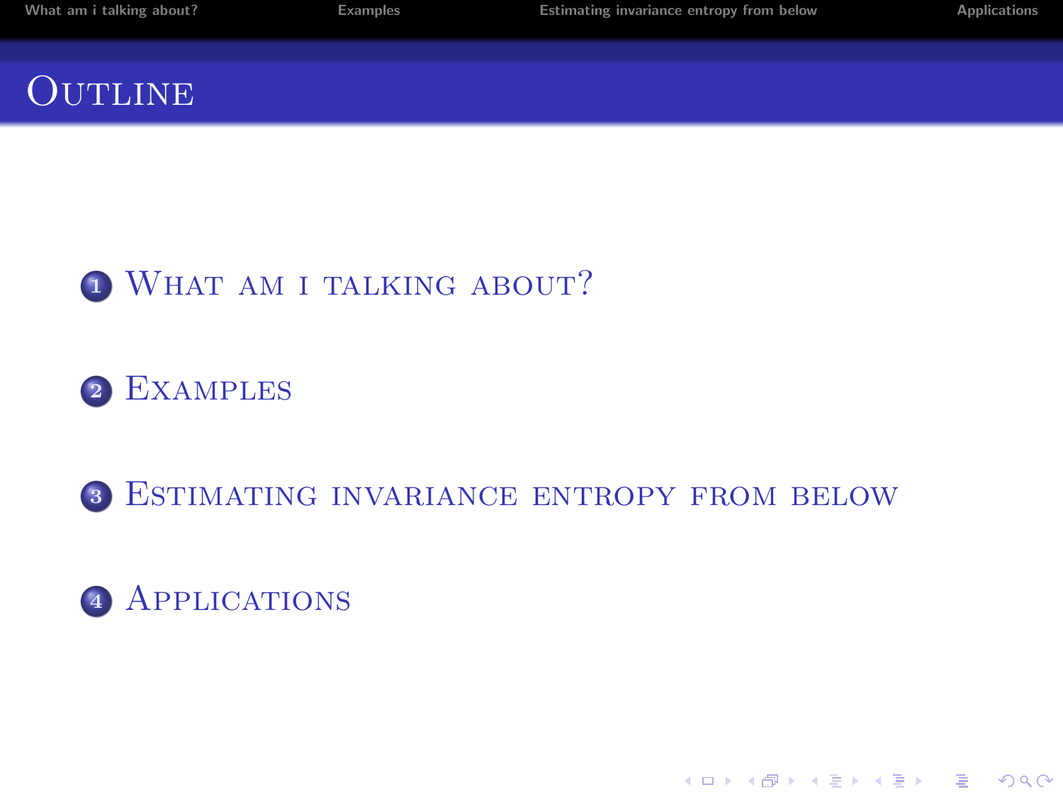# Outline

1. What am i talking about?
2. Examples
3. Estimating invariance entropy from below
4. Applications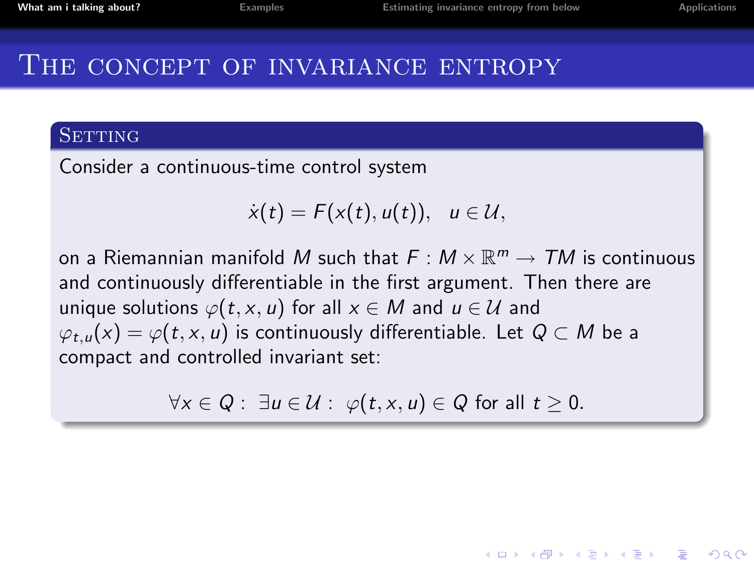# The concept of invariance entropy

## Setting

Consider a continuous-time control system

$$\dot{x}(t) = F(x(t), u(t)), \quad u \in \mathcal{U},$$

on a Riemannian manifold $M$ such that $F : M \times \mathbb{R}^m \to TM$ is continuous and continuously differentiable in the first argument. Then there are unique solutions $\varphi(t, x, u)$ for all $x \in M$ and $u \in \mathcal{U}$ and $\varphi_{t,u}(x) = \varphi(t, x, u)$ is continuously differentiable. Let $Q \subset M$ be a compact and controlled invariant set:

$$\forall x \in Q : \ \exists u \in \mathcal{U} : \ \varphi(t, x, u) \in Q \text{ for all } t \geq 0.$$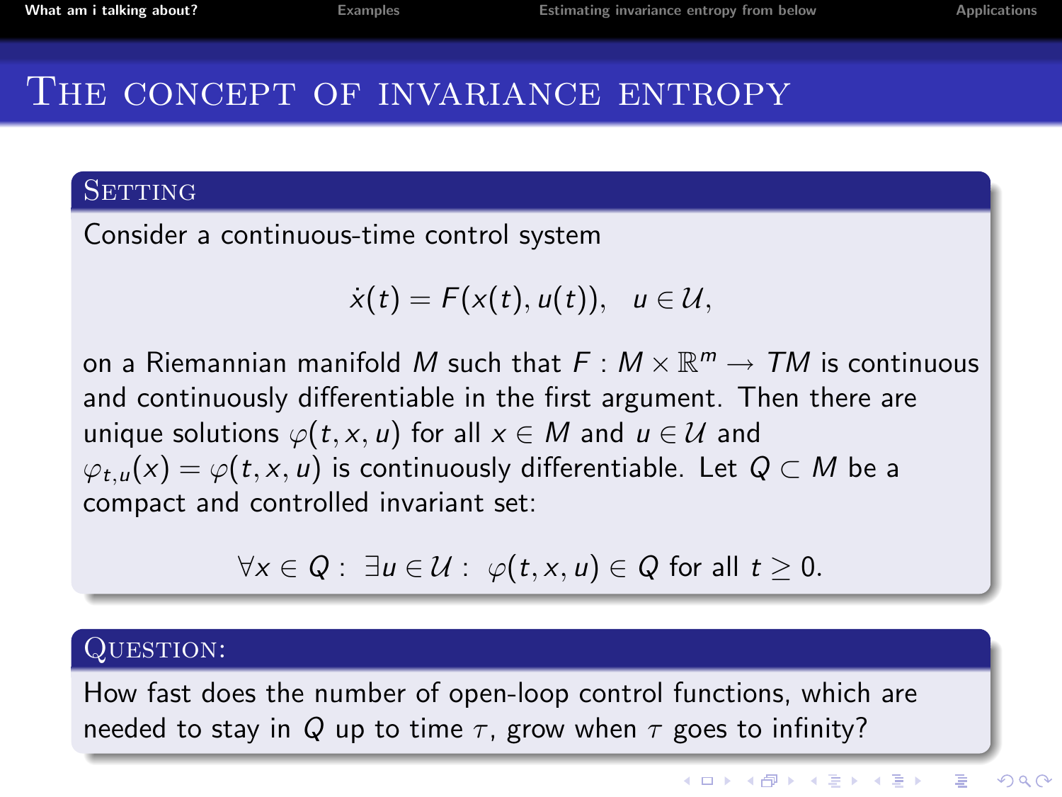# The concept of invariance entropy

## Setting

Consider a continuous-time control system

$$\dot{x}(t) = F(x(t), u(t)), \quad u \in \mathcal{U},$$

on a Riemannian manifold $M$ such that $F : M \times \mathbb{R}^m \to TM$ is continuous and continuously differentiable in the first argument. Then there are unique solutions $\varphi(t, x, u)$ for all $x \in M$ and $u \in \mathcal{U}$ and $\varphi_{t,u}(x) = \varphi(t, x, u)$ is continuously differentiable. Let $Q \subset M$ be a compact and controlled invariant set:

$$\forall x \in Q : \ \exists u \in \mathcal{U} : \ \varphi(t, x, u) \in Q \text{ for all } t \geq 0.$$

## Question:

How fast does the number of open-loop control functions, which are needed to stay in $Q$ up to time $\tau$, grow when $\tau$ goes to infinity?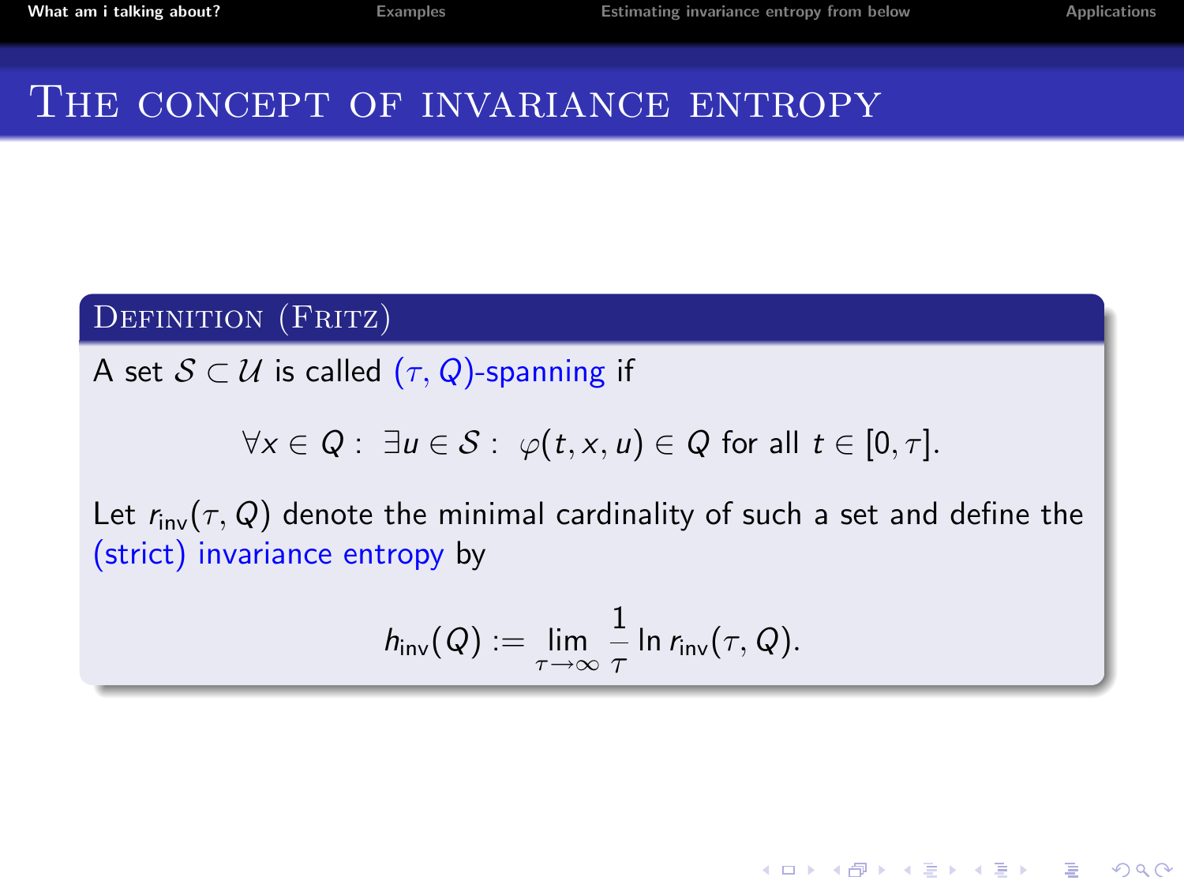# The concept of invariance entropy

**Definition (Fritz)**

A set $\mathcal{S} \subset \mathcal{U}$ is called $(\tau, Q)$-spanning if

$$\forall x \in Q : \; \exists u \in \mathcal{S} : \; \varphi(t, x, u) \in Q \text{ for all } t \in [0, \tau].$$

Let $r_{\text{inv}}(\tau, Q)$ denote the minimal cardinality of such a set and define the (strict) invariance entropy by

$$h_{\text{inv}}(Q) := \lim_{\tau \to \infty} \frac{1}{\tau} \ln r_{\text{inv}}(\tau, Q).$$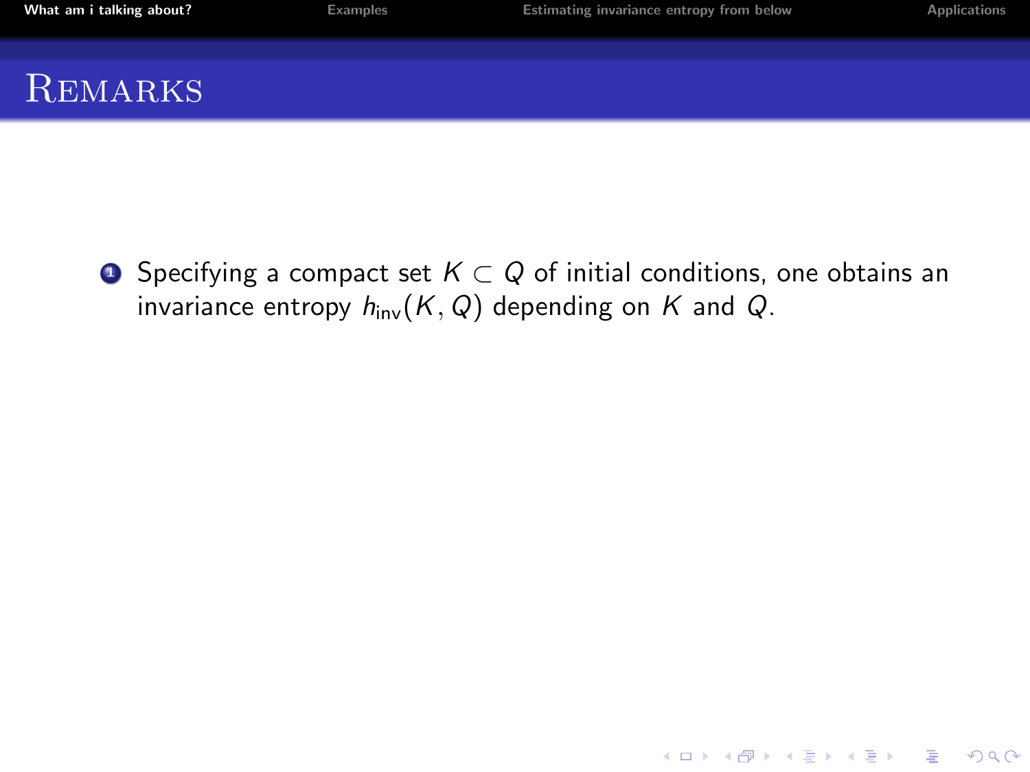# Remarks

1. Specifying a compact set $K \subset Q$ of initial conditions, one obtains an invariance entropy $h_{\mathrm{inv}}(K, Q)$ depending on $K$ and $Q$.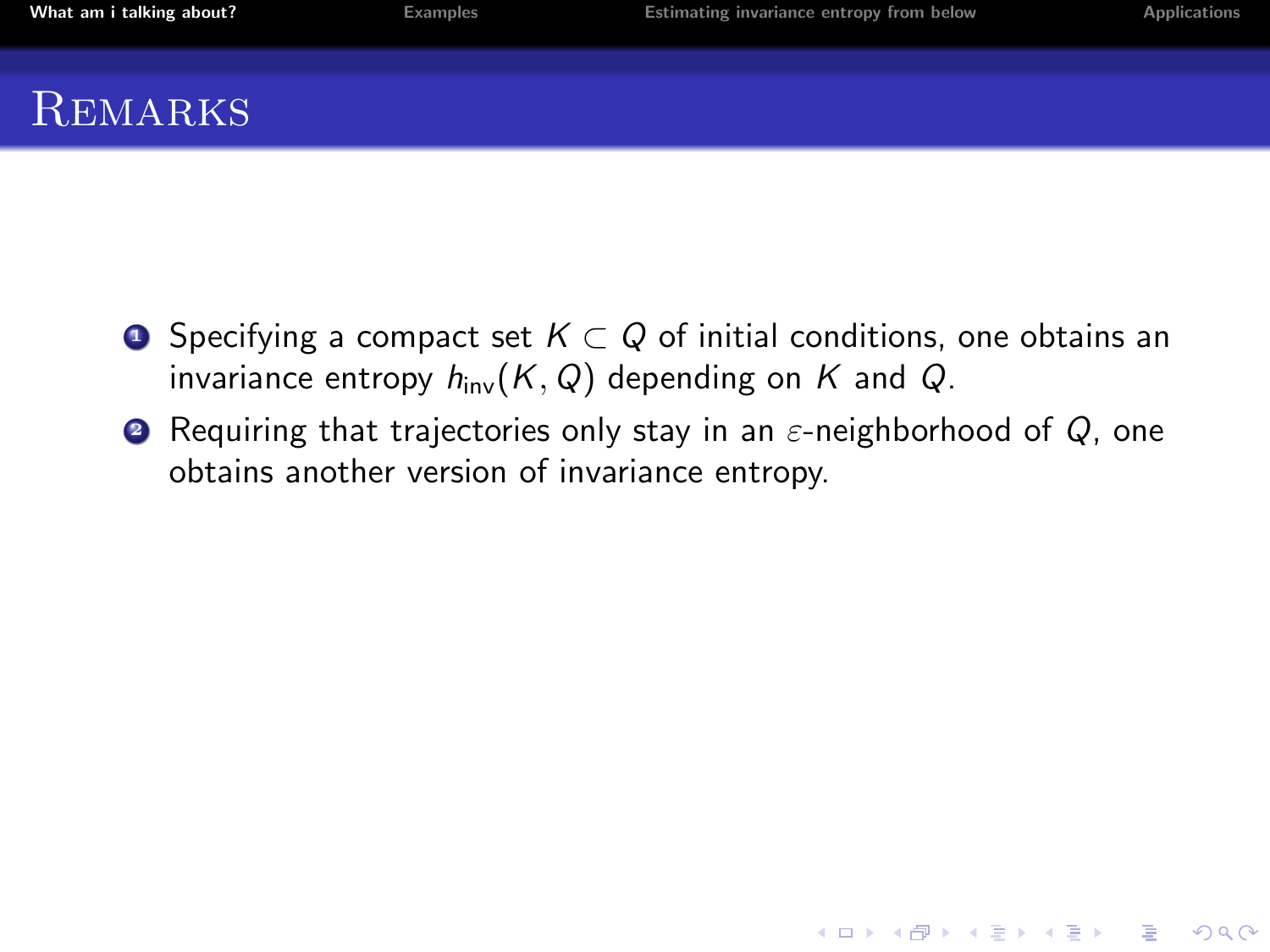# Remarks

1. Specifying a compact set $K \subset Q$ of initial conditions, one obtains an invariance entropy $h_{\text{inv}}(K, Q)$ depending on $K$ and $Q$.
2. Requiring that trajectories only stay in an $\varepsilon$-neighborhood of $Q$, one obtains another version of invariance entropy.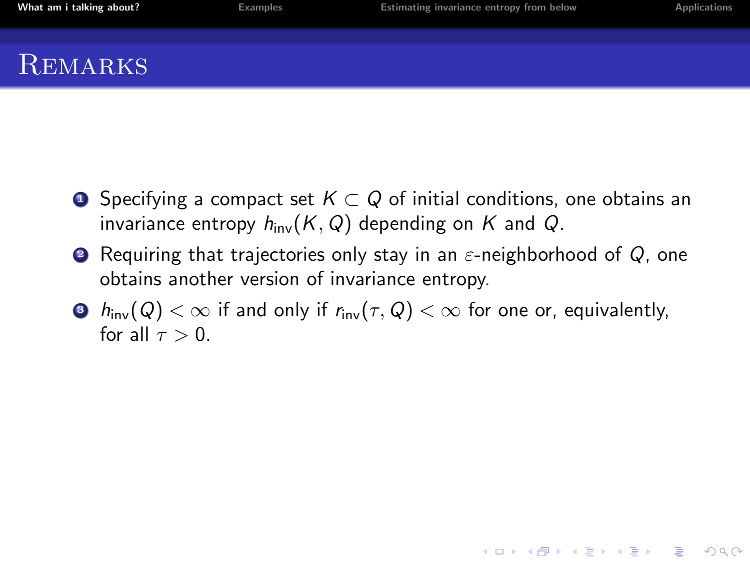# Remarks

1. Specifying a compact set $K \subset Q$ of initial conditions, one obtains an invariance entropy $h_{\mathrm{inv}}(K, Q)$ depending on $K$ and $Q$.
2. Requiring that trajectories only stay in an $\varepsilon$-neighborhood of $Q$, one obtains another version of invariance entropy.
3. $h_{\mathrm{inv}}(Q) < \infty$ if and only if $r_{\mathrm{inv}}(\tau, Q) < \infty$ for one or, equivalently, for all $\tau > 0$.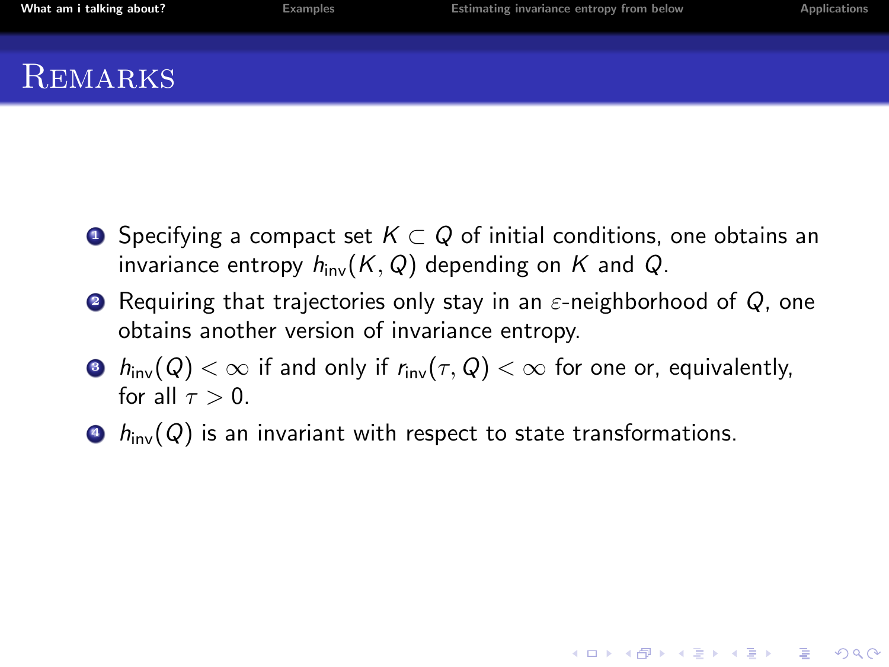# Remarks

1. Specifying a compact set $K \subset Q$ of initial conditions, one obtains an invariance entropy $h_{\mathrm{inv}}(K, Q)$ depending on $K$ and $Q$.
2. Requiring that trajectories only stay in an $\varepsilon$-neighborhood of $Q$, one obtains another version of invariance entropy.
3. $h_{\mathrm{inv}}(Q) < \infty$ if and only if $r_{\mathrm{inv}}(\tau, Q) < \infty$ for one or, equivalently, for all $\tau > 0$.
4. $h_{\mathrm{inv}}(Q)$ is an invariant with respect to state transformations.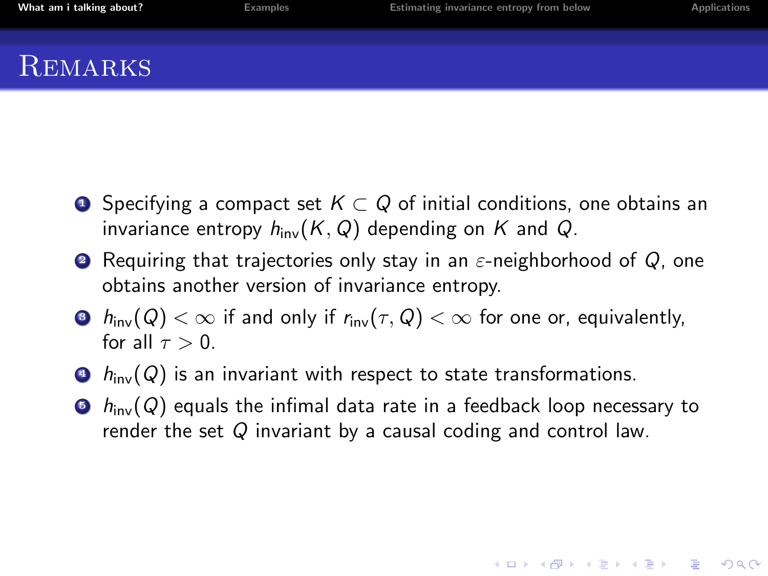# Remarks

1. Specifying a compact set $K \subset Q$ of initial conditions, one obtains an invariance entropy $h_{\mathrm{inv}}(K, Q)$ depending on $K$ and $Q$.
2. Requiring that trajectories only stay in an $\varepsilon$-neighborhood of $Q$, one obtains another version of invariance entropy.
3. $h_{\mathrm{inv}}(Q) < \infty$ if and only if $r_{\mathrm{inv}}(\tau, Q) < \infty$ for one or, equivalently, for all $\tau > 0$.
4. $h_{\mathrm{inv}}(Q)$ is an invariant with respect to state transformations.
5. $h_{\mathrm{inv}}(Q)$ equals the infimal data rate in a feedback loop necessary to render the set $Q$ invariant by a causal coding and control law.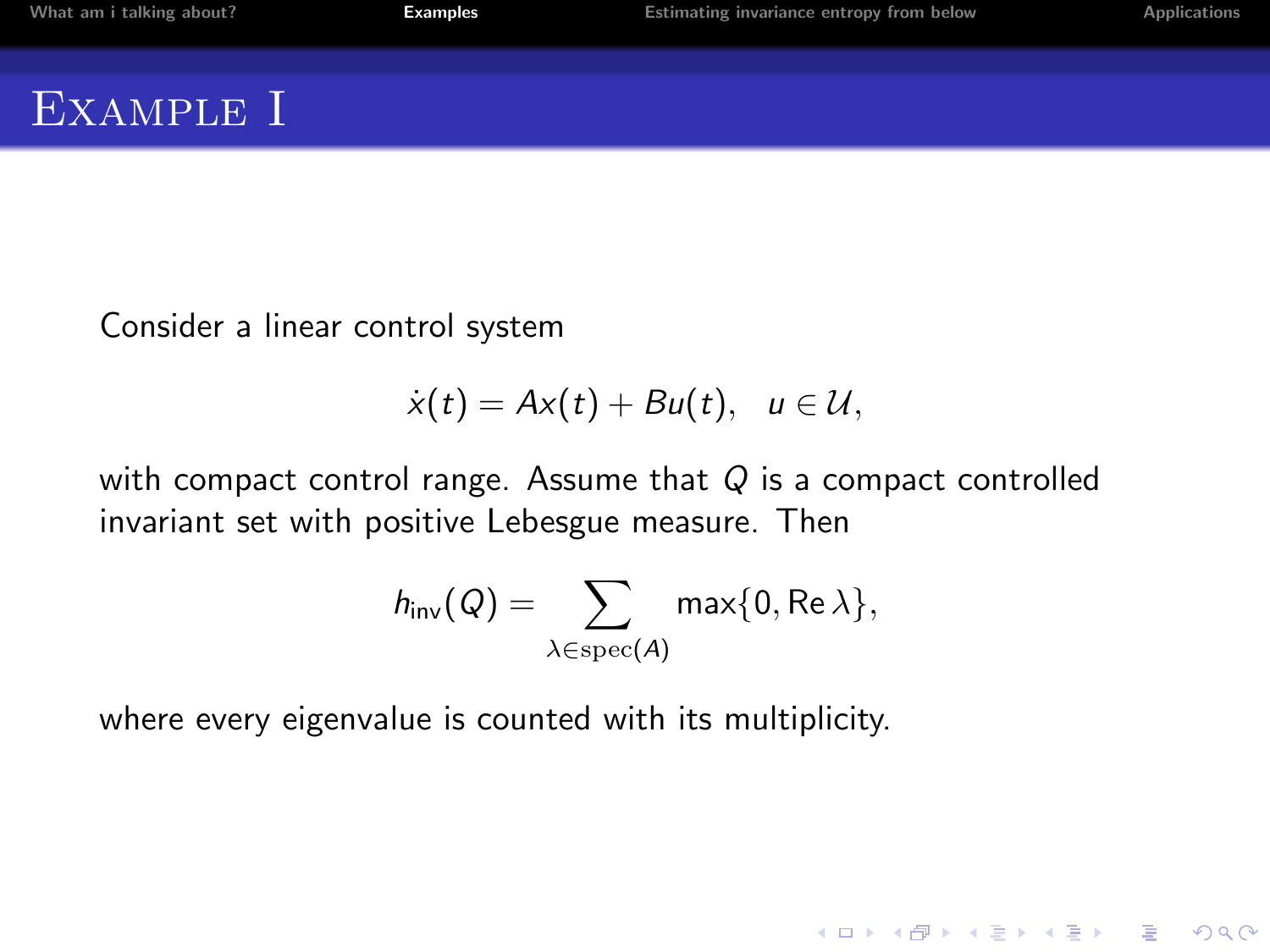# Example I

Consider a linear control system

$$\dot{x}(t) = Ax(t) + Bu(t), \quad u \in \mathcal{U},$$

with compact control range. Assume that $Q$ is a compact controlled invariant set with positive Lebesgue measure. Then

$$h_{\mathrm{inv}}(Q) = \sum_{\lambda \in \mathrm{spec}(A)} \max\{0, \mathrm{Re}\,\lambda\},$$

where every eigenvalue is counted with its multiplicity.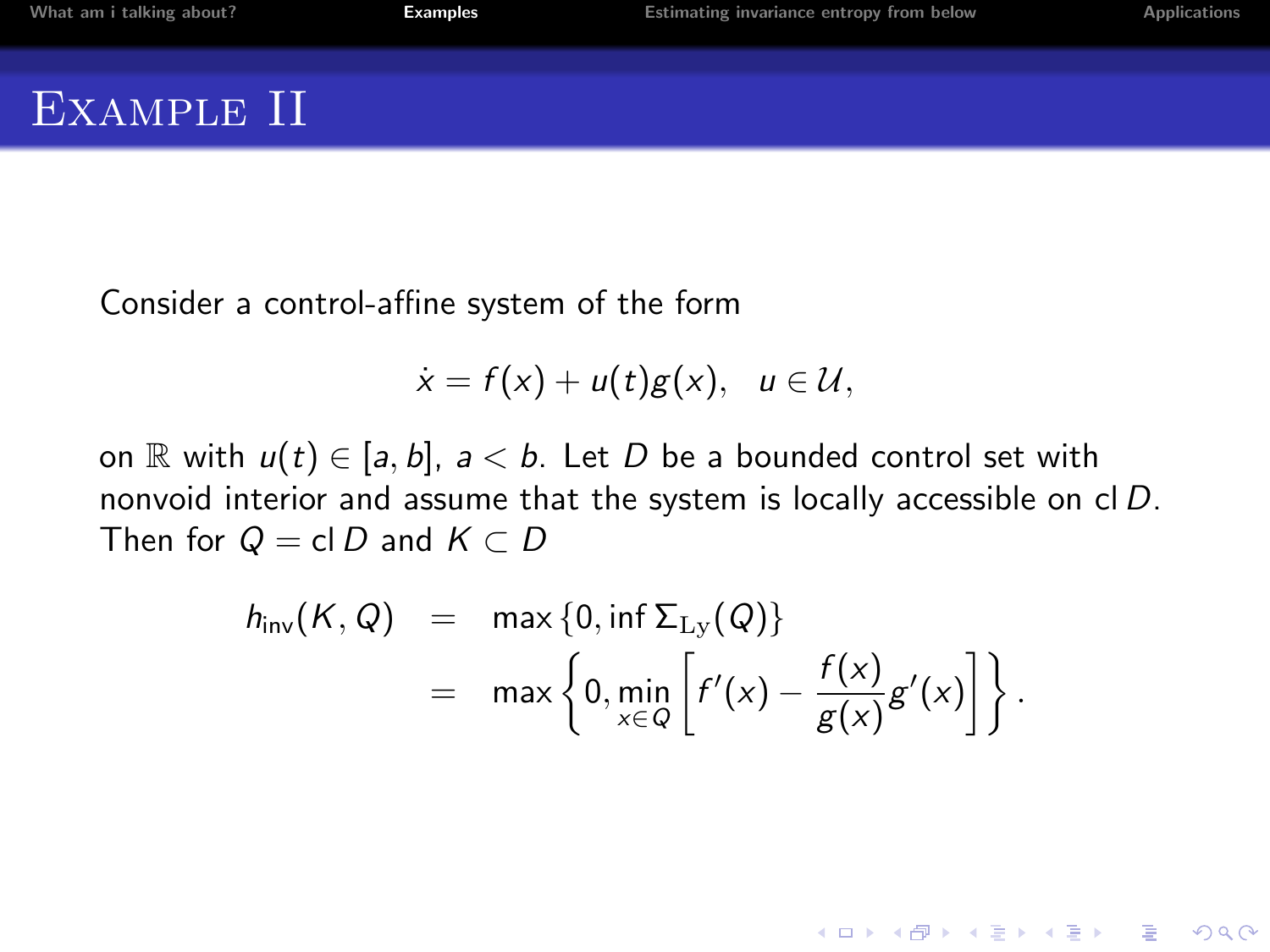# Example II

Consider a control-affine system of the form

$$\dot{x} = f(x) + u(t)g(x), \quad u \in \mathcal{U},$$

on $\mathbb{R}$ with $u(t) \in [a, b]$, $a < b$. Let $D$ be a bounded control set with nonvoid interior and assume that the system is locally accessible on $\operatorname{cl} D$. Then for $Q = \operatorname{cl} D$ and $K \subset D$

$$\begin{aligned} h_{\mathrm{inv}}(K, Q) &= \max\{0, \inf \Sigma_{\mathrm{Ly}}(Q)\} \\ &= \max\left\{0, \min_{x \in Q}\left[f'(x) - \frac{f(x)}{g(x)}g'(x)\right]\right\}. \end{aligned}$$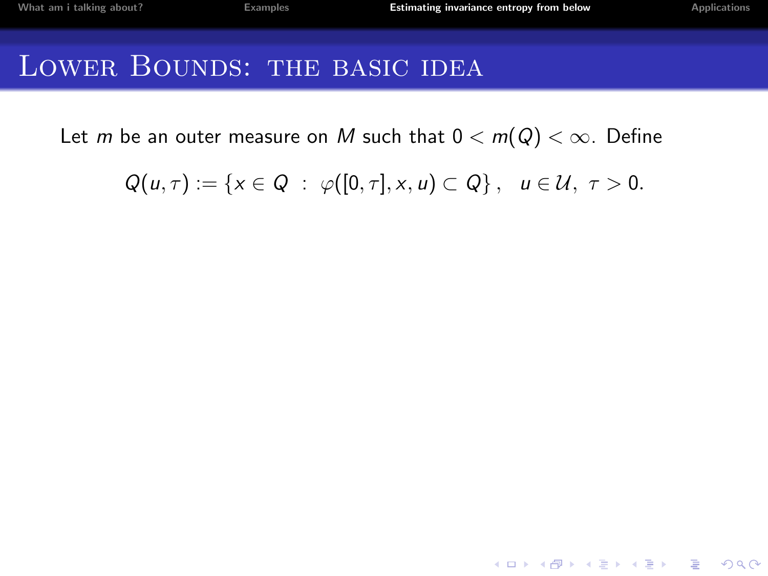# Lower Bounds: the basic idea

Let $m$ be an outer measure on $M$ such that $0 < m(Q) < \infty$. Define

$$Q(u,\tau) := \{x \in Q \ : \ \varphi([0,\tau],x,u) \subset Q\}, \quad u \in \mathcal{U}, \ \tau > 0.$$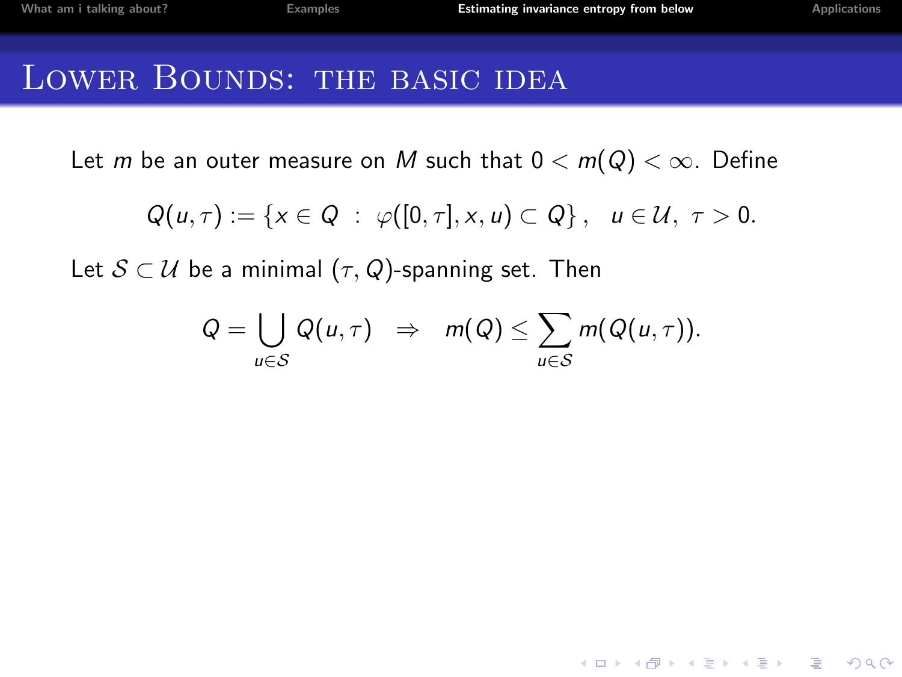# Lower Bounds: the basic idea

Let $m$ be an outer measure on $M$ such that $0 < m(Q) < \infty$. Define

$$Q(u,\tau) := \{x \in Q \; : \; \varphi([0,\tau],x,u) \subset Q\}, \quad u \in \mathcal{U}, \; \tau > 0.$$

Let $\mathcal{S} \subset \mathcal{U}$ be a minimal $(\tau, Q)$-spanning set. Then

$$Q = \bigcup_{u \in \mathcal{S}} Q(u,\tau) \quad \Rightarrow \quad m(Q) \leq \sum_{u \in \mathcal{S}} m(Q(u,\tau)).$$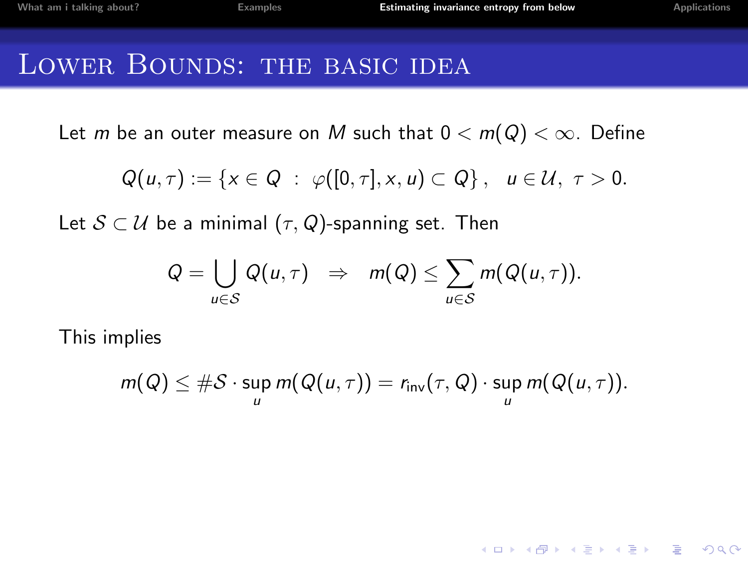# Lower Bounds: the basic idea

Let $m$ be an outer measure on $M$ such that $0 < m(Q) < \infty$. Define

$$Q(u,\tau) := \{x \in Q \ : \ \varphi([0,\tau],x,u) \subset Q\}, \quad u \in \mathcal{U}, \ \tau > 0.$$

Let $\mathcal{S} \subset \mathcal{U}$ be a minimal $(\tau, Q)$-spanning set. Then

$$Q = \bigcup_{u \in \mathcal{S}} Q(u,\tau) \quad \Rightarrow \quad m(Q) \leq \sum_{u \in \mathcal{S}} m(Q(u,\tau)).$$

This implies

$$m(Q) \leq \#\mathcal{S} \cdot \sup_u m(Q(u,\tau)) = r_{\mathrm{inv}}(\tau, Q) \cdot \sup_u m(Q(u,\tau)).$$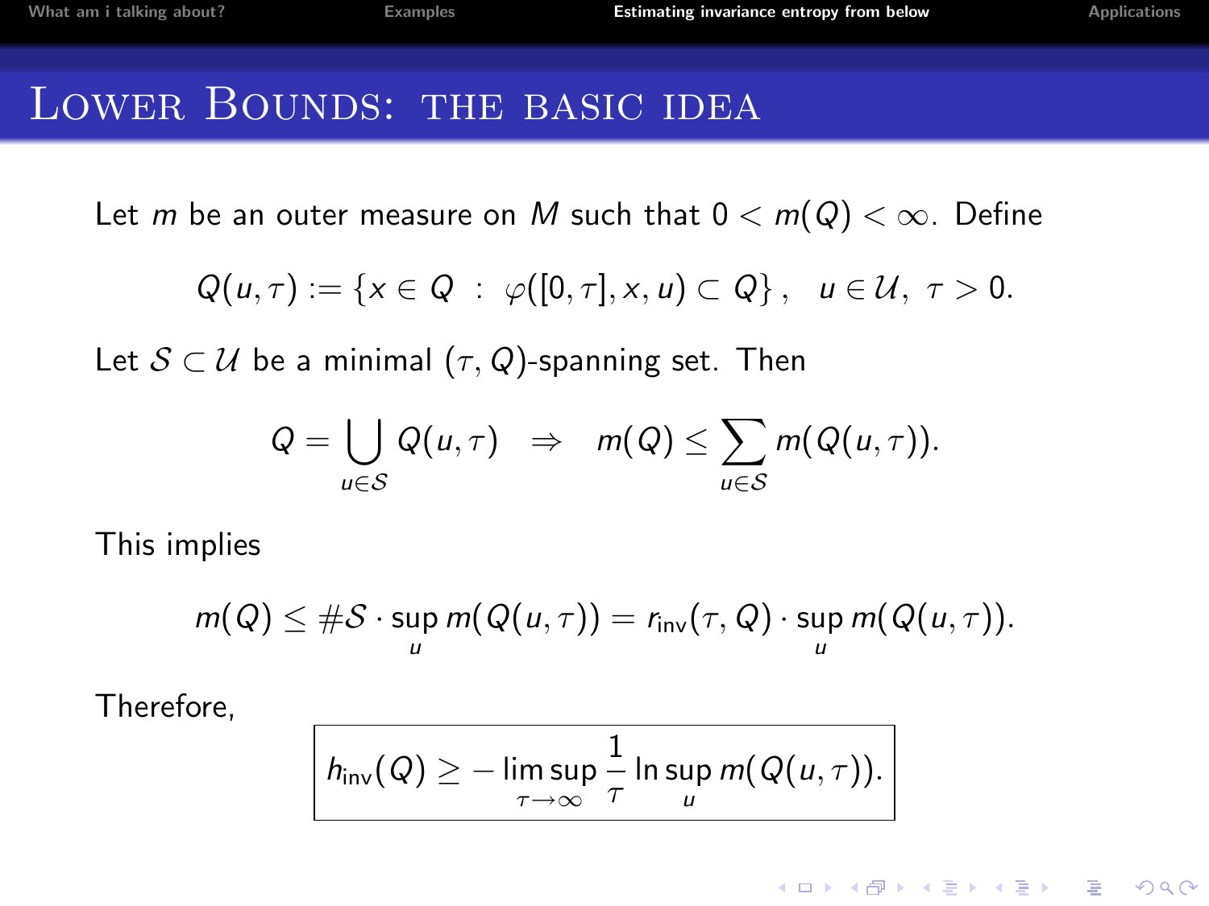# Lower Bounds: the basic idea

Let $m$ be an outer measure on $M$ such that $0 < m(Q) < \infty$. Define

$$Q(u,\tau) := \{x \in Q \ : \ \varphi([0,\tau],x,u) \subset Q\}, \quad u \in \mathcal{U}, \ \tau > 0.$$

Let $\mathcal{S} \subset \mathcal{U}$ be a minimal $(\tau, Q)$-spanning set. Then

$$Q = \bigcup_{u \in \mathcal{S}} Q(u,\tau) \quad \Rightarrow \quad m(Q) \leq \sum_{u \in \mathcal{S}} m(Q(u,\tau)).$$

This implies

$$m(Q) \leq \#\mathcal{S} \cdot \sup_u m(Q(u,\tau)) = r_{\mathrm{inv}}(\tau, Q) \cdot \sup_u m(Q(u,\tau)).$$

Therefore,

$$\boxed{h_{\mathrm{inv}}(Q) \geq -\limsup_{\tau \to \infty} \frac{1}{\tau} \ln \sup_u m(Q(u,\tau)).}$$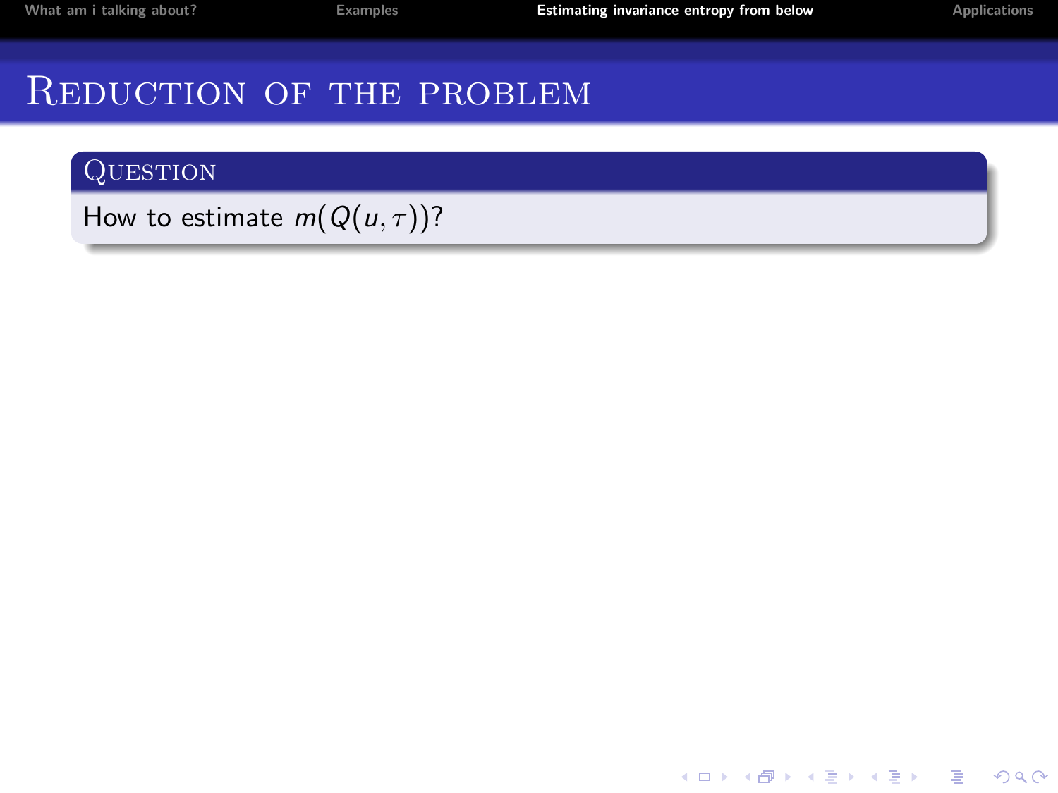# Reduction of the problem

### Question

How to estimate $m(Q(u,\tau))$?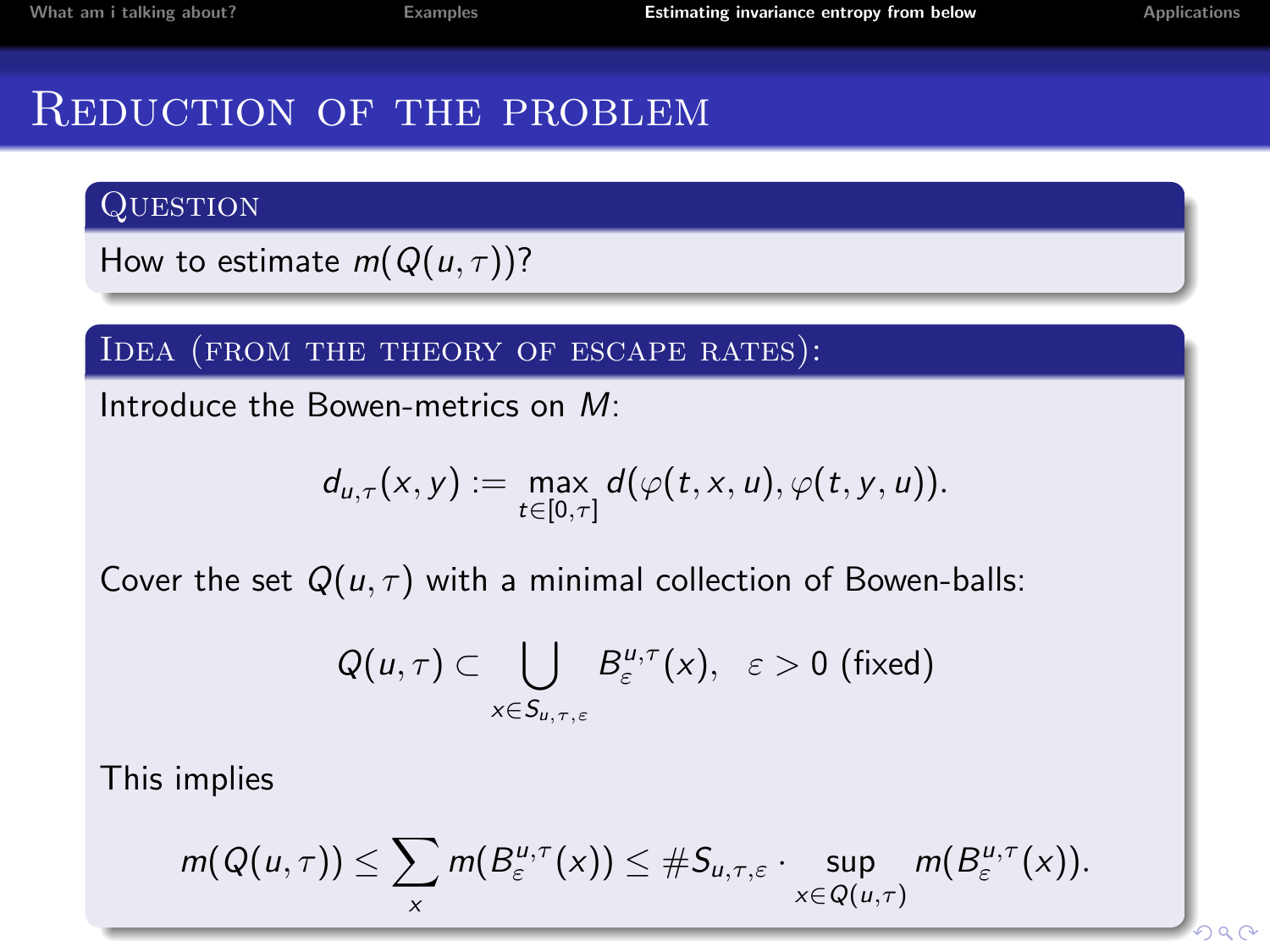# Reduction of the problem

## Question

How to estimate $m(Q(u,\tau))$?

## Idea (from the theory of escape rates):

Introduce the Bowen-metrics on $M$:

$$d_{u,\tau}(x,y) := \max_{t\in[0,\tau]} d(\varphi(t,x,u),\varphi(t,y,u)).$$

Cover the set $Q(u,\tau)$ with a minimal collection of Bowen-balls:

$$Q(u,\tau) \subset \bigcup_{x\in S_{u,\tau,\varepsilon}} B_\varepsilon^{u,\tau}(x), \quad \varepsilon > 0 \text{ (fixed)}$$

This implies

$$m(Q(u,\tau)) \leq \sum_x m(B_\varepsilon^{u,\tau}(x)) \leq \#S_{u,\tau,\varepsilon} \cdot \sup_{x\in Q(u,\tau)} m(B_\varepsilon^{u,\tau}(x)).$$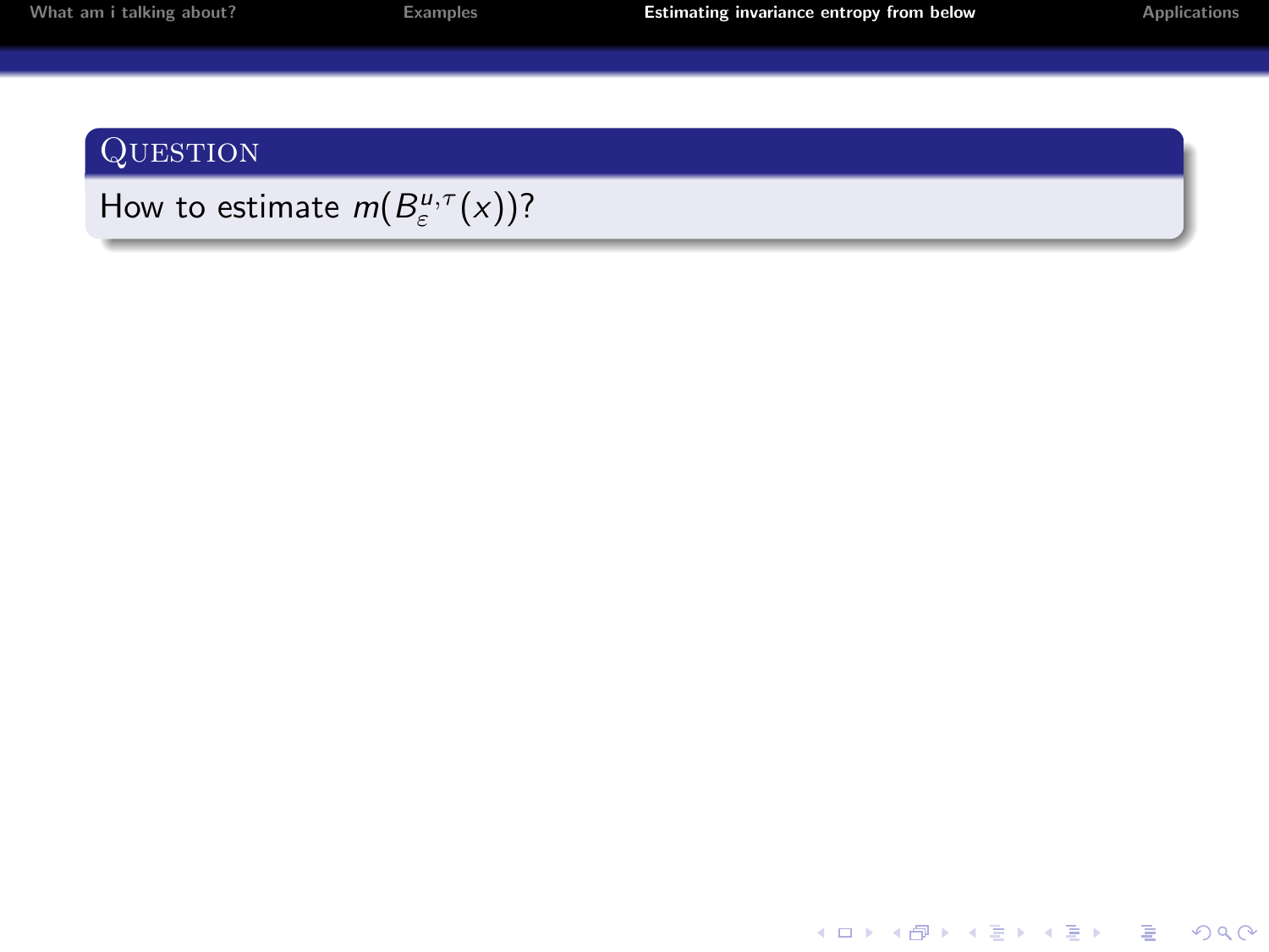**Question**

How to estimate $m(B_{\varepsilon}^{u,\tau}(x))$?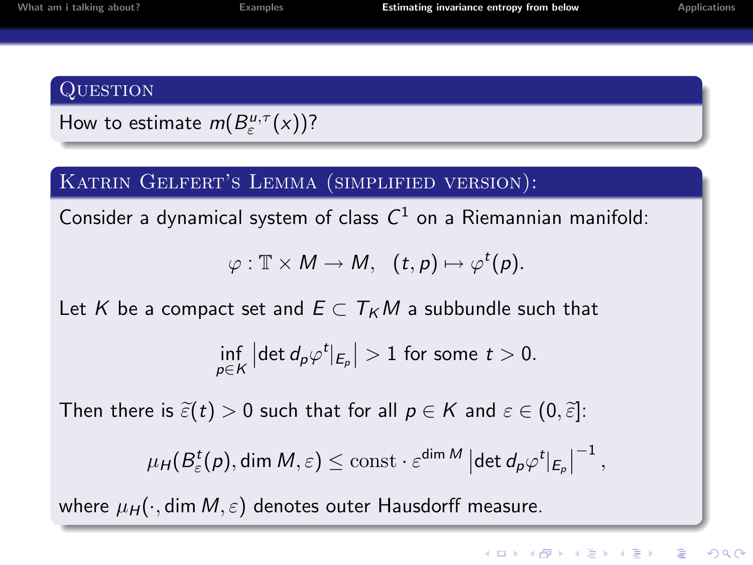## Question

How to estimate $m(B_\varepsilon^{u,\tau}(x))$?

## Katrin Gelfert's Lemma (simplified version):

Consider a dynamical system of class $C^1$ on a Riemannian manifold:

$$\varphi : \mathbb{T} \times M \to M, \quad (t, p) \mapsto \varphi^t(p).$$

Let $K$ be a compact set and $E \subset T_K M$ a subbundle such that

$$\inf_{p \in K} \left|\det d_p\varphi^t|_{E_p}\right| > 1 \text{ for some } t > 0.$$

Then there is $\widetilde{\varepsilon}(t) > 0$ such that for all $p \in K$ and $\varepsilon \in (0, \widetilde{\varepsilon}]$:

$$\mu_H(B_\varepsilon^t(p), \dim M, \varepsilon) \leq \mathrm{const} \cdot \varepsilon^{\dim M} \left|\det d_p\varphi^t|_{E_p}\right|^{-1},$$

where $\mu_H(\cdot, \dim M, \varepsilon)$ denotes outer Hausdorff measure.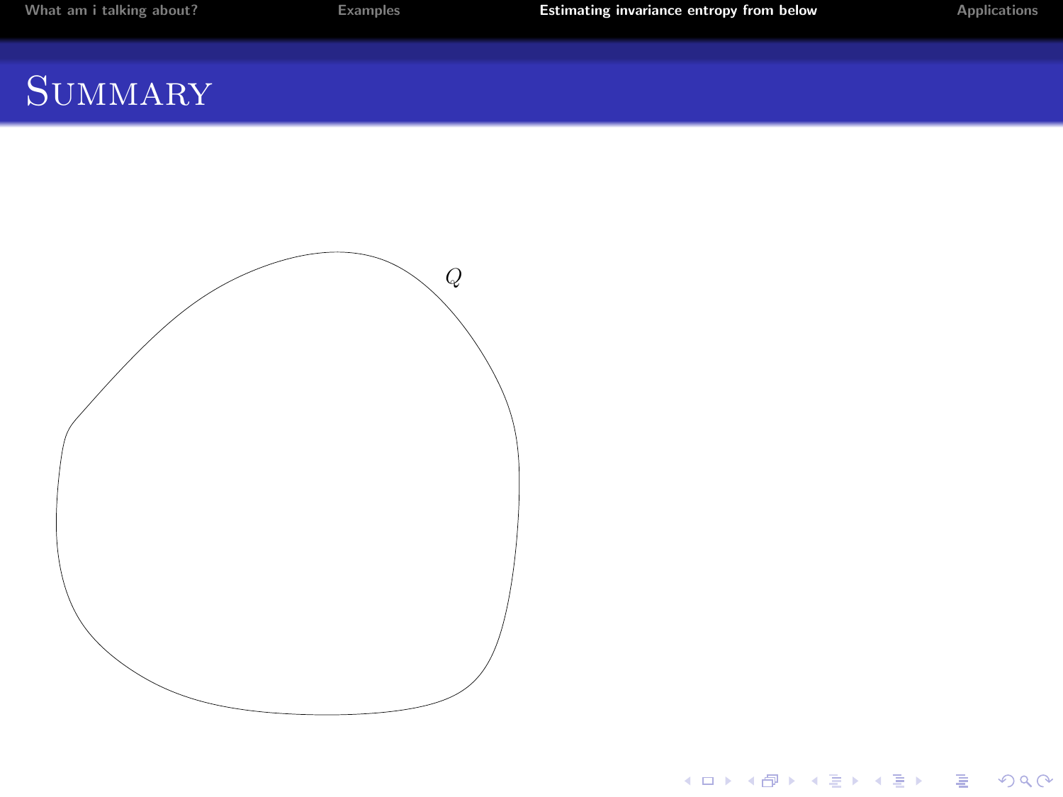# Summary

$Q$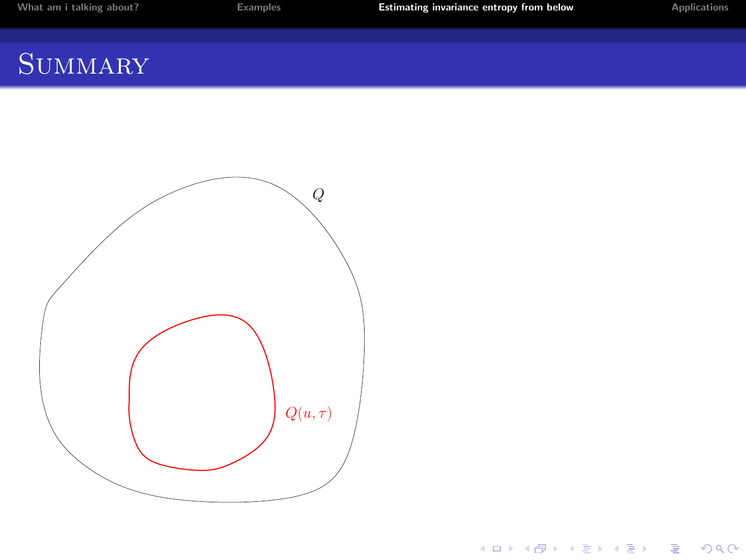# Summary

$Q$

$Q(u, \tau)$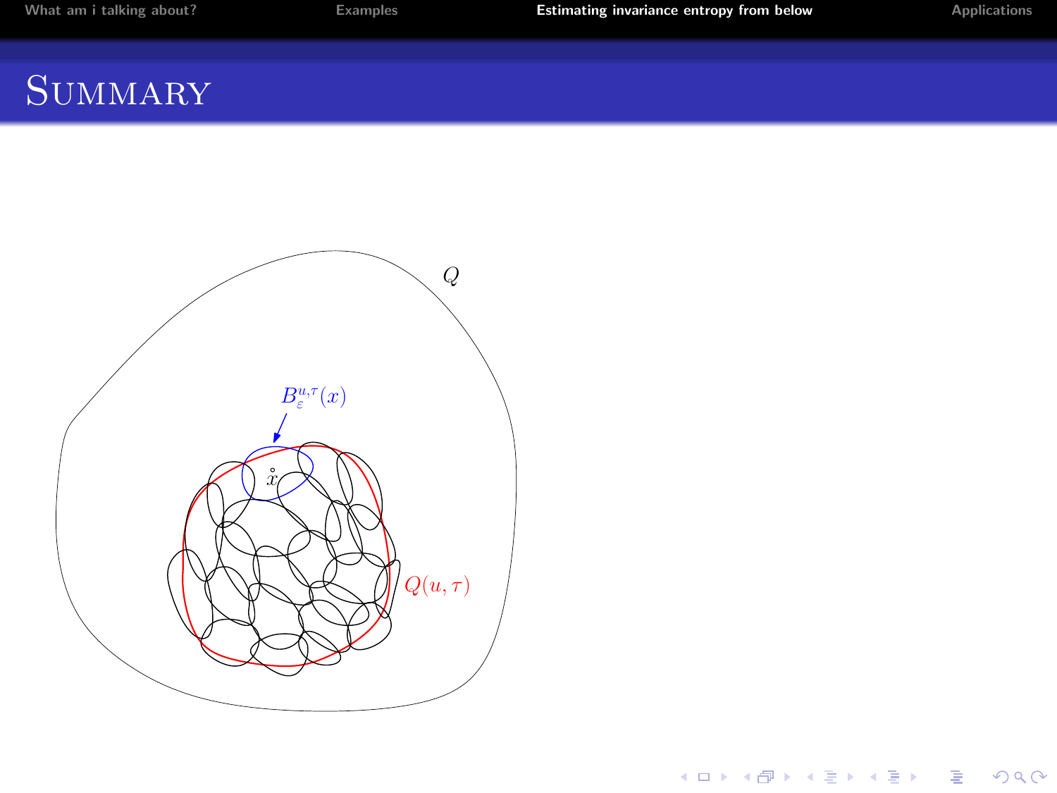# Summary

$Q$

$B_{\varepsilon}^{u,\tau}(x)$

$x$

$Q(u,\tau)$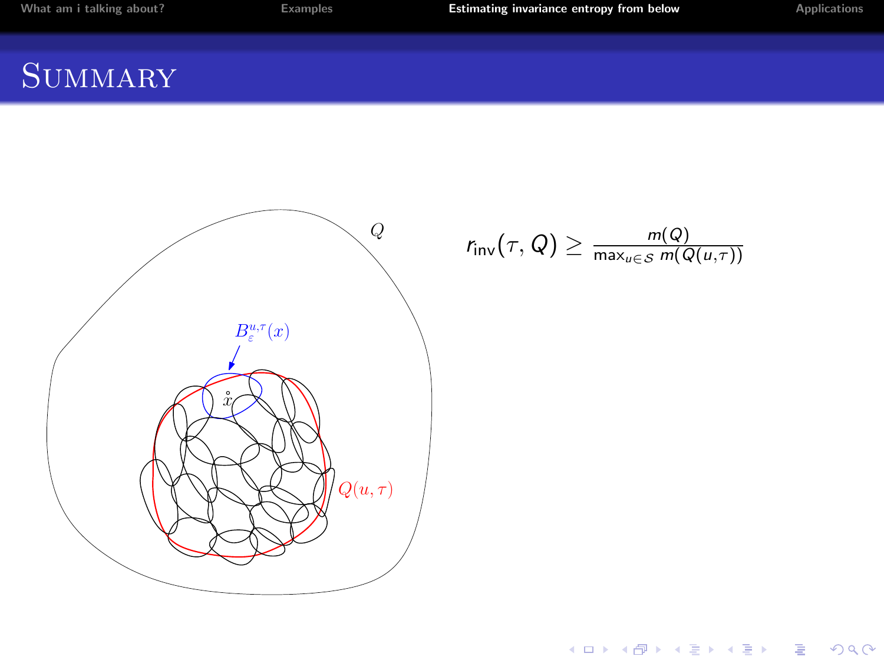# Summary

$$r_{\text{inv}}(\tau, Q) \geq \frac{m(Q)}{\max_{u \in \mathcal{S}} m(Q(u,\tau))}$$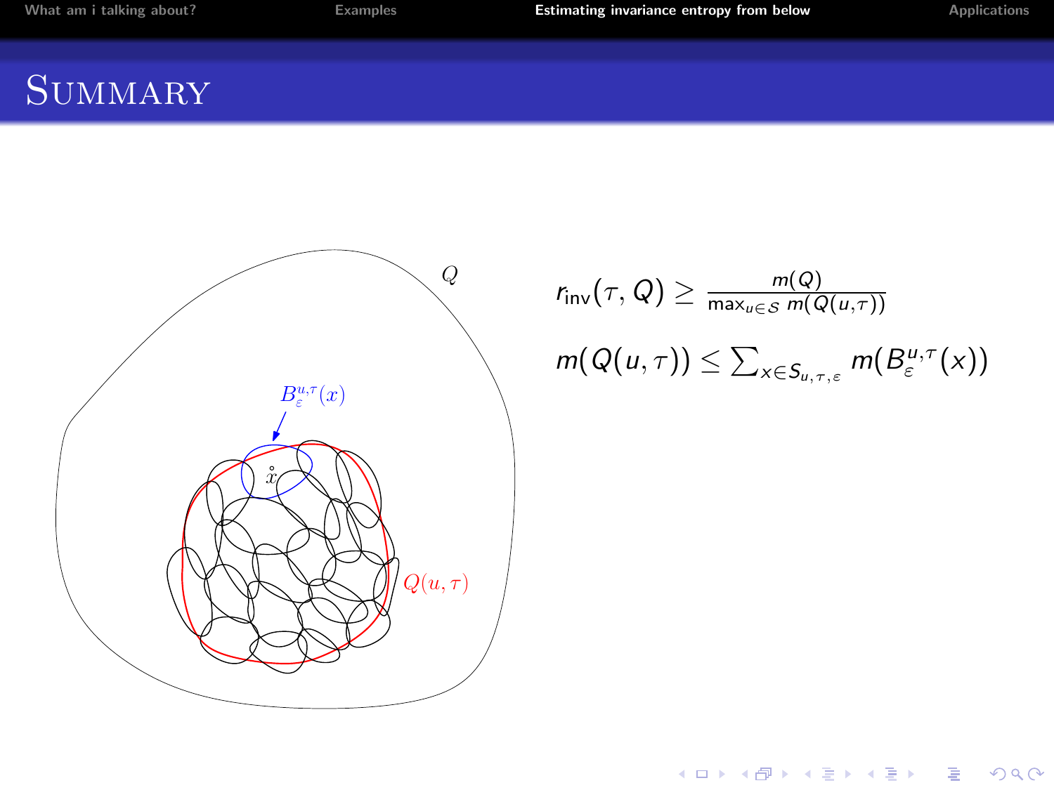# Summary

$$r_{\text{inv}}(\tau, Q) \geq \frac{m(Q)}{\max_{u \in \mathcal{S}} m(Q(u,\tau))}$$

$$m(Q(u,\tau)) \leq \sum_{x \in S_{u,\tau,\varepsilon}} m(B_{\varepsilon}^{u,\tau}(x))$$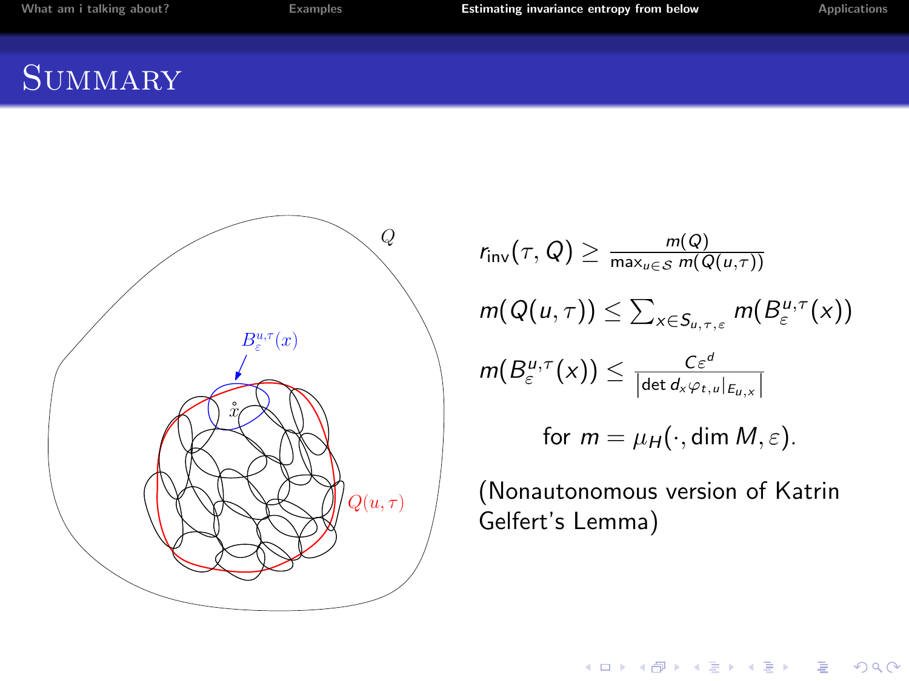# Summary

$$r_{\text{inv}}(\tau, Q) \geq \frac{m(Q)}{\max_{u \in \mathcal{S}} m(Q(u,\tau))}$$

$$m(Q(u,\tau)) \leq \sum_{x \in S_{u,\tau,\varepsilon}} m(B_\varepsilon^{u,\tau}(x))$$

$$m(B_\varepsilon^{u,\tau}(x)) \leq \frac{C\varepsilon^d}{\left|\det d_x\varphi_{t,u}|_{E_{u,x}}\right|}$$

$$\text{for } m = \mu_H(\cdot, \dim M, \varepsilon).$$

(Nonautonomous version of Katrin Gelfert's Lemma)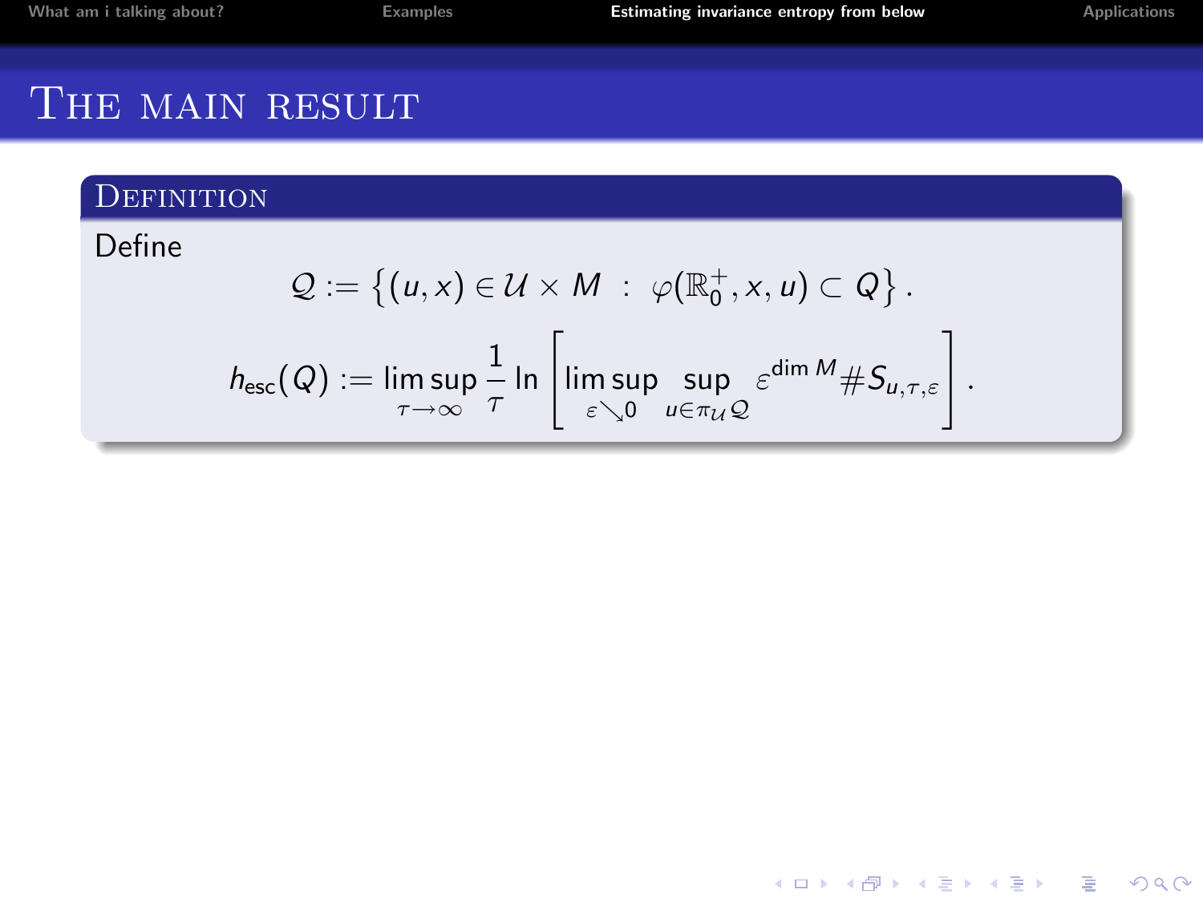# The main result

## Definition

Define

$$\mathcal{Q} := \left\{(u,x) \in \mathcal{U} \times M \;:\; \varphi(\mathbb{R}_0^+, x, u) \subset Q\right\}.$$

$$h_{\mathrm{esc}}(Q) := \limsup_{\tau \to \infty} \frac{1}{\tau} \ln \left[ \limsup_{\varepsilon \searrow 0} \sup_{u \in \pi_{\mathcal{U}} \mathcal{Q}} \varepsilon^{\dim M} \# S_{u,\tau,\varepsilon} \right].$$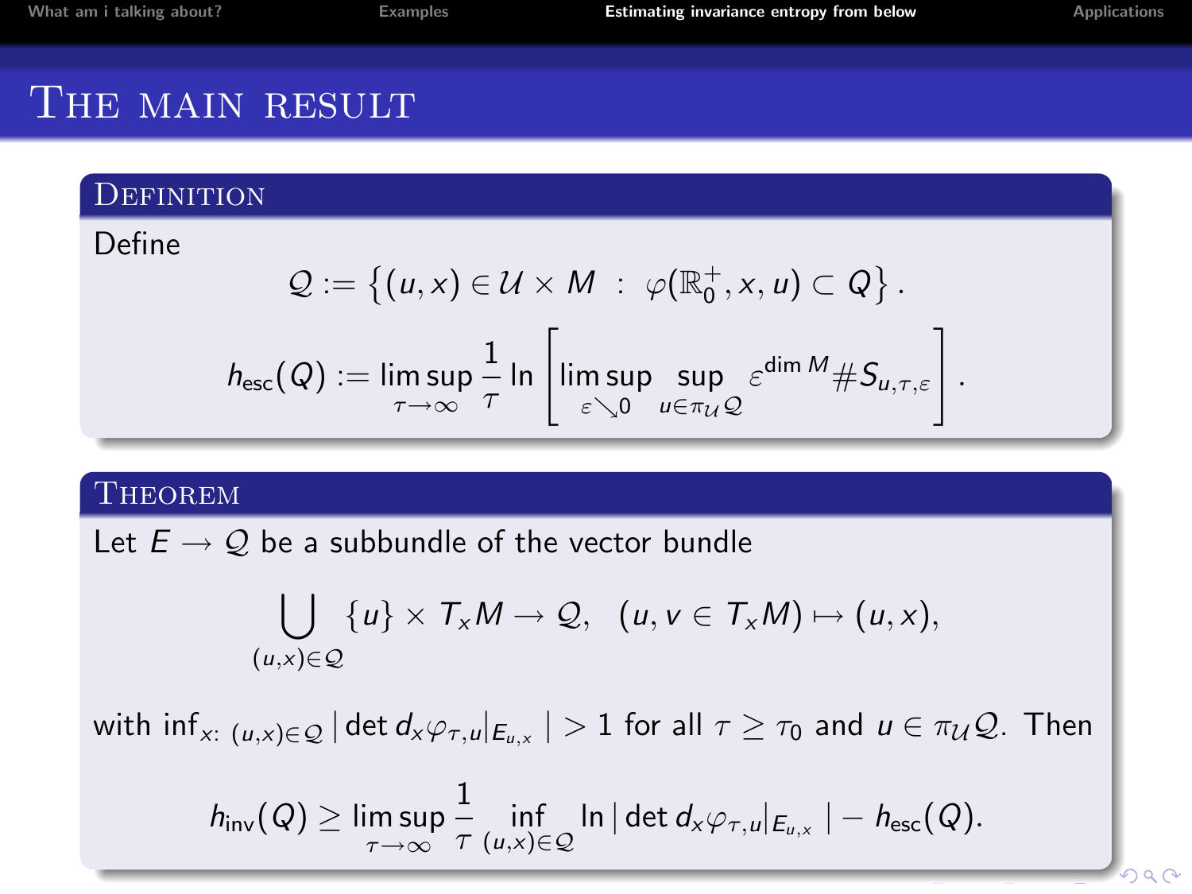# The main result

## Definition

Define

$$\mathcal{Q} := \left\{(u,x) \in \mathcal{U} \times M \ : \ \varphi(\mathbb{R}_0^+, x, u) \subset Q\right\}.$$

$$h_{\text{esc}}(Q) := \limsup_{\tau \to \infty} \frac{1}{\tau} \ln \left[ \limsup_{\varepsilon \searrow 0} \sup_{u \in \pi_{\mathcal{U}} \mathcal{Q}} \varepsilon^{\dim M} \# S_{u,\tau,\varepsilon} \right].$$

## Theorem

Let $E \to \mathcal{Q}$ be a subbundle of the vector bundle

$$\bigcup_{(u,x) \in \mathcal{Q}} \{u\} \times T_x M \to \mathcal{Q}, \quad (u, v \in T_x M) \mapsto (u,x),$$

with $\inf_{x:\ (u,x) \in \mathcal{Q}} |\det d_x \varphi_{\tau,u}|_{E_{u,x}}| > 1$ for all $\tau \geq \tau_0$ and $u \in \pi_{\mathcal{U}} \mathcal{Q}$. Then

$$h_{\text{inv}}(Q) \geq \limsup_{\tau \to \infty} \frac{1}{\tau} \inf_{(u,x) \in \mathcal{Q}} \ln |\det d_x \varphi_{\tau,u}|_{E_{u,x}}| - h_{\text{esc}}(Q).$$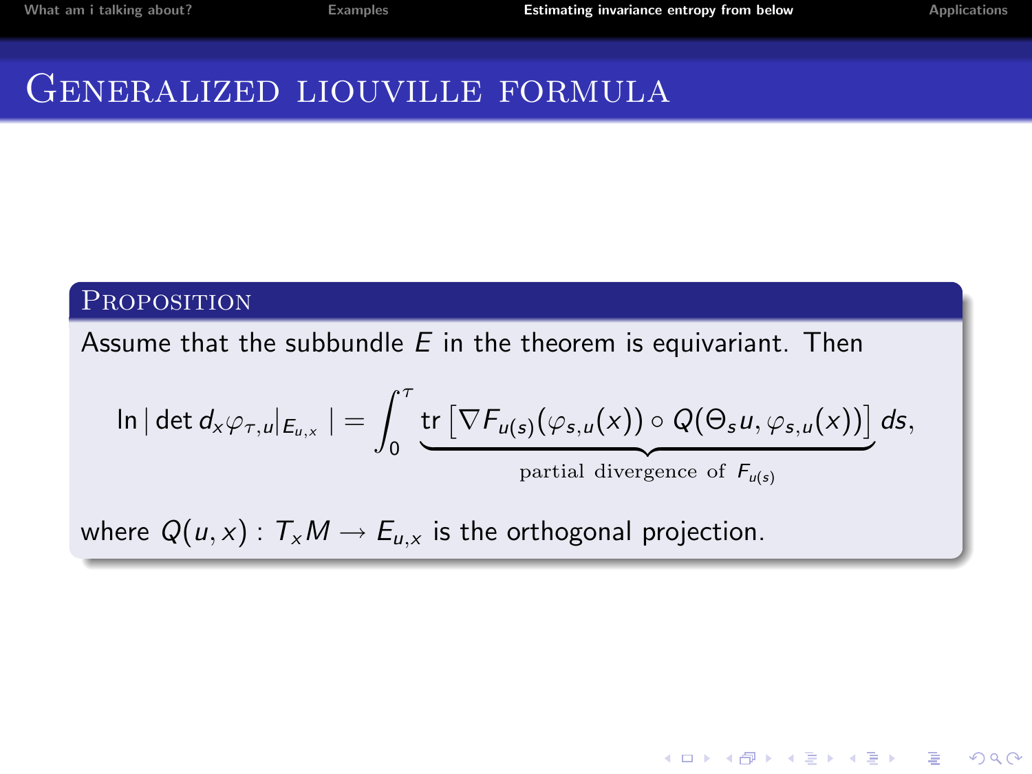# Generalized liouville formula

### Proposition

Assume that the subbundle $E$ in the theorem is equivariant. Then

$$\ln|\det d_x\varphi_{\tau,u}|_{E_{u,x}}| = \int_0^\tau \underbrace{\mathrm{tr}\left[\nabla F_{u(s)}(\varphi_{s,u}(x)) \circ Q(\Theta_s u, \varphi_{s,u}(x))\right]}_{\text{partial divergence of } F_{u(s)}} ds,$$

where $Q(u,x) : T_x M \to E_{u,x}$ is the orthogonal projection.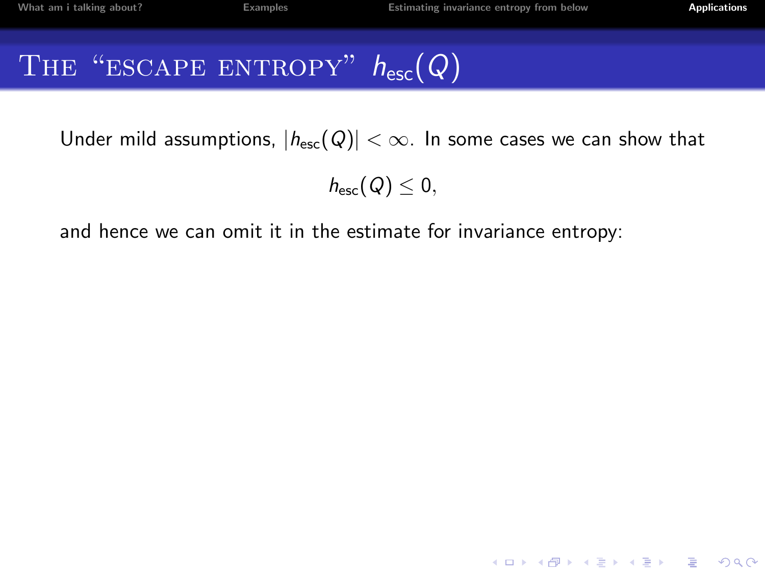# The "escape entropy" $h_{\mathrm{esc}}(Q)$

Under mild assumptions, $|h_{\mathrm{esc}}(Q)| < \infty$. In some cases we can show that

$$h_{\mathrm{esc}}(Q) \leq 0,$$

and hence we can omit it in the estimate for invariance entropy: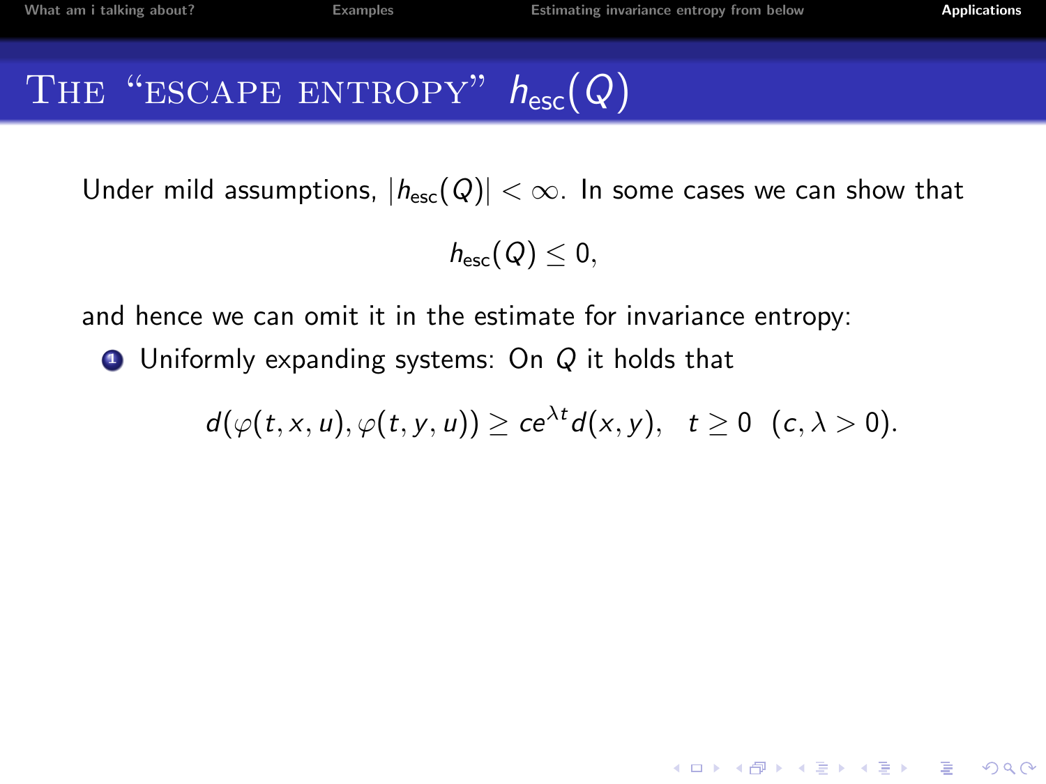# The "escape entropy" $h_{\mathrm{esc}}(Q)$

Under mild assumptions, $|h_{\mathrm{esc}}(Q)| < \infty$. In some cases we can show that

$$h_{\mathrm{esc}}(Q) \leq 0,$$

and hence we can omit it in the estimate for invariance entropy:

1. Uniformly expanding systems: On $Q$ it holds that

$$d(\varphi(t,x,u), \varphi(t,y,u)) \geq ce^{\lambda t} d(x,y), \quad t \geq 0 \ \ (c, \lambda > 0).$$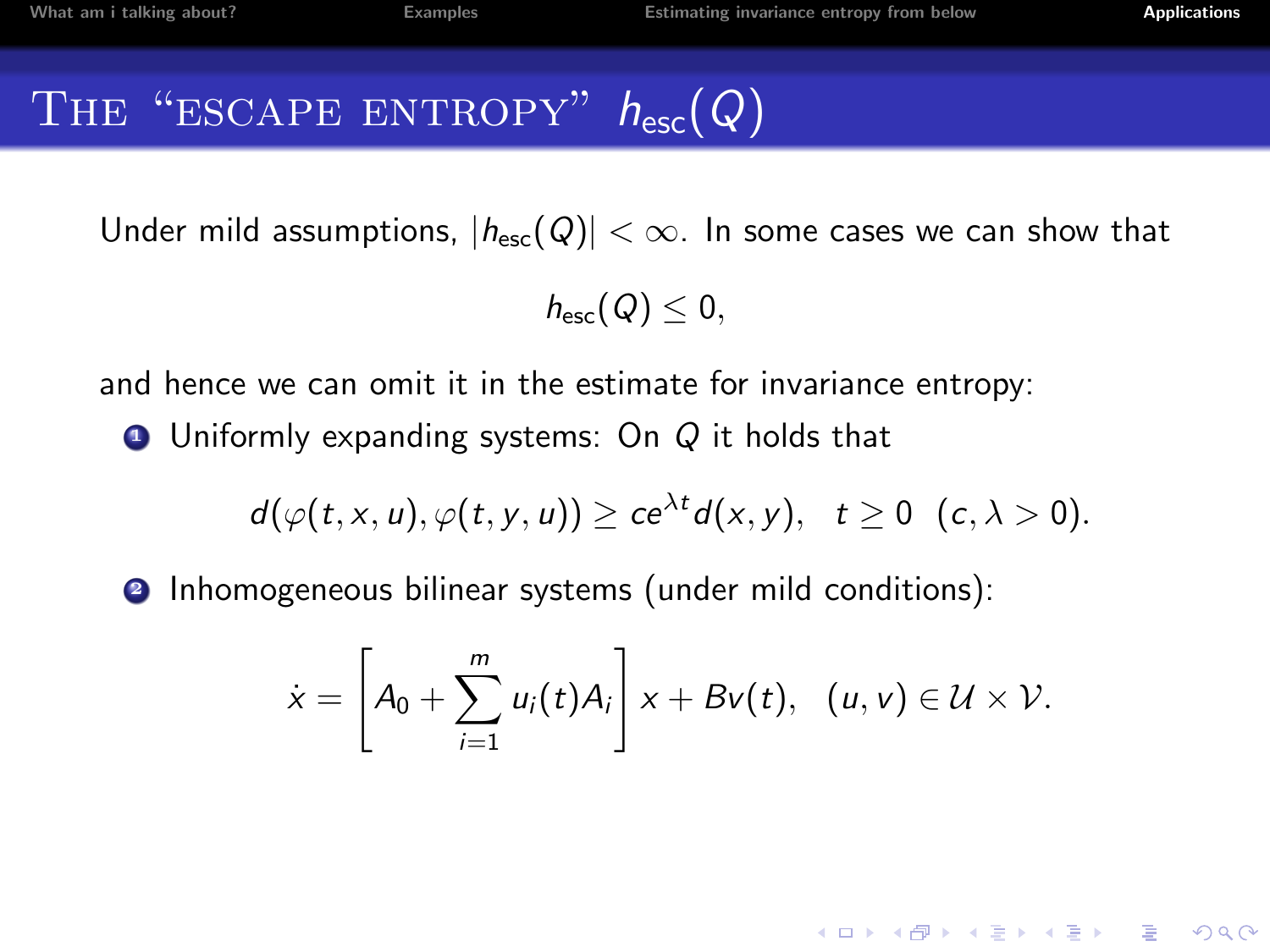# The "escape entropy" $h_{\text{esc}}(Q)$

Under mild assumptions, $|h_{\text{esc}}(Q)| < \infty$. In some cases we can show that

$$h_{\text{esc}}(Q) \leq 0,$$

and hence we can omit it in the estimate for invariance entropy:

1. Uniformly expanding systems: On $Q$ it holds that

$$d(\varphi(t,x,u),\varphi(t,y,u)) \geq ce^{\lambda t} d(x,y), \quad t \geq 0 \quad (c, \lambda > 0).$$

2. Inhomogeneous bilinear systems (under mild conditions):

$$\dot{x} = \left[ A_0 + \sum_{i=1}^{m} u_i(t) A_i \right] x + Bv(t), \quad (u,v) \in \mathcal{U} \times \mathcal{V}.$$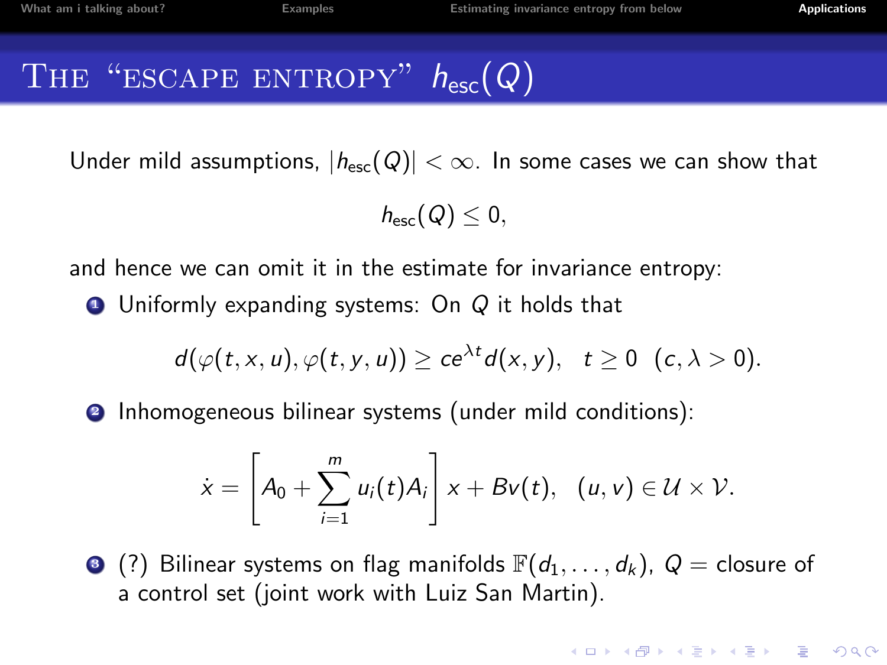# The "escape entropy" $h_{\mathrm{esc}}(Q)$

Under mild assumptions, $|h_{\mathrm{esc}}(Q)| < \infty$. In some cases we can show that

$$h_{\mathrm{esc}}(Q) \leq 0,$$

and hence we can omit it in the estimate for invariance entropy:

1. Uniformly expanding systems: On $Q$ it holds that

$$d(\varphi(t,x,u),\varphi(t,y,u)) \geq ce^{\lambda t} d(x,y), \quad t \geq 0 \ \ (c,\lambda > 0).$$

2. Inhomogeneous bilinear systems (under mild conditions):

$$\dot{x} = \left[A_0 + \sum_{i=1}^{m} u_i(t) A_i\right] x + Bv(t), \quad (u,v) \in \mathcal{U} \times \mathcal{V}.$$

3. (?) Bilinear systems on flag manifolds $\mathbb{F}(d_1,\ldots,d_k)$, $Q =$ closure of a control set (joint work with Luiz San Martin).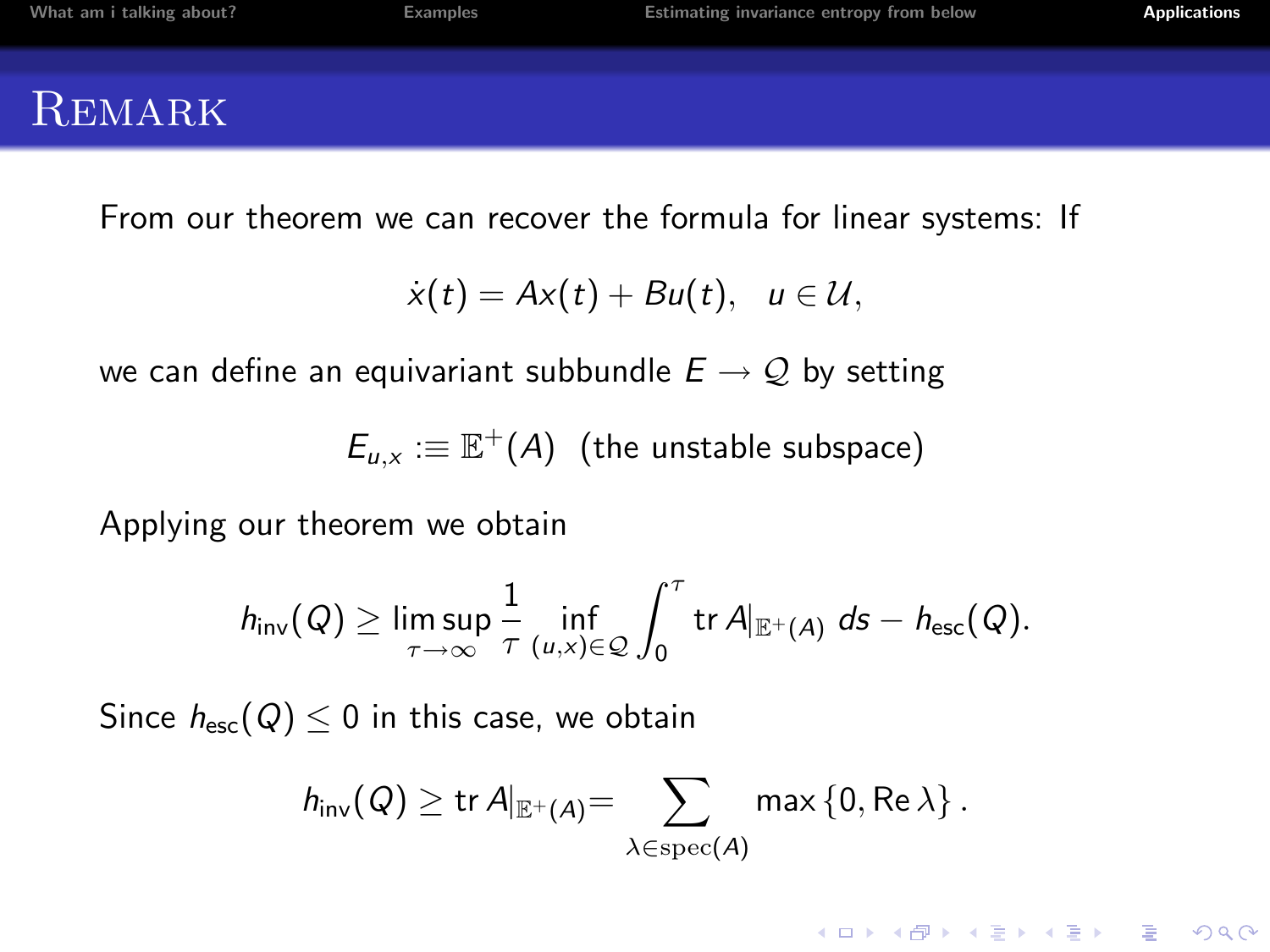# Remark

From our theorem we can recover the formula for linear systems: If

$$\dot{x}(t) = Ax(t) + Bu(t), \quad u \in \mathcal{U},$$

we can define an equivariant subbundle $E \to \mathcal{Q}$ by setting

$$E_{u,x} :\equiv \mathbb{E}^{+}(A) \ \ \text{(the unstable subspace)}$$

Applying our theorem we obtain

$$h_{\text{inv}}(Q) \geq \limsup_{\tau \to \infty} \frac{1}{\tau} \inf_{(u,x) \in \mathcal{Q}} \int_0^{\tau} \operatorname{tr} A|_{\mathbb{E}^{+}(A)} \, ds - h_{\text{esc}}(Q).$$

Since $h_{\text{esc}}(Q) \leq 0$ in this case, we obtain

$$h_{\text{inv}}(Q) \geq \operatorname{tr} A|_{\mathbb{E}^{+}(A)} = \sum_{\lambda \in \operatorname{spec}(A)} \max\{0, \operatorname{Re} \lambda\}.$$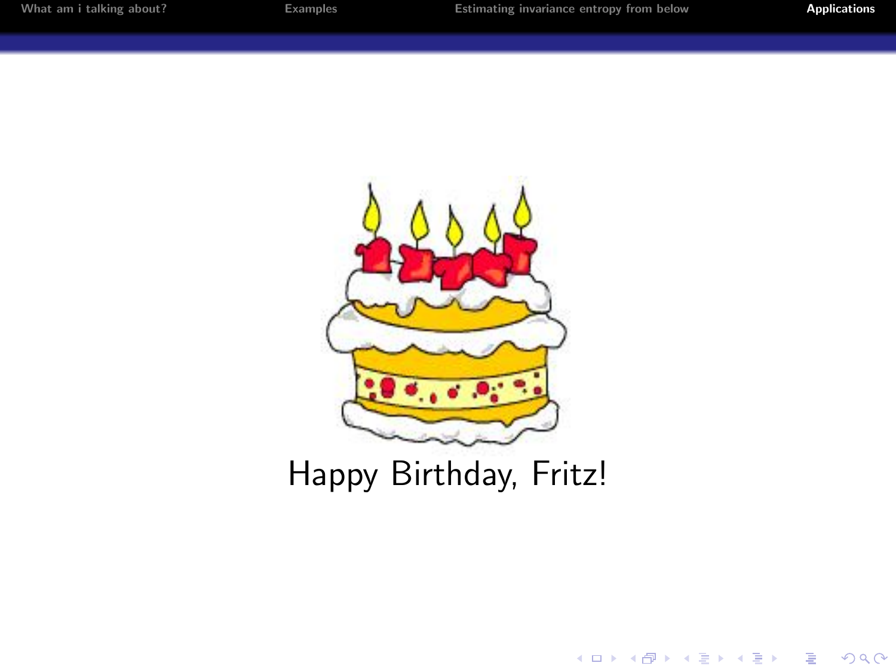Happy Birthday, Fritz!